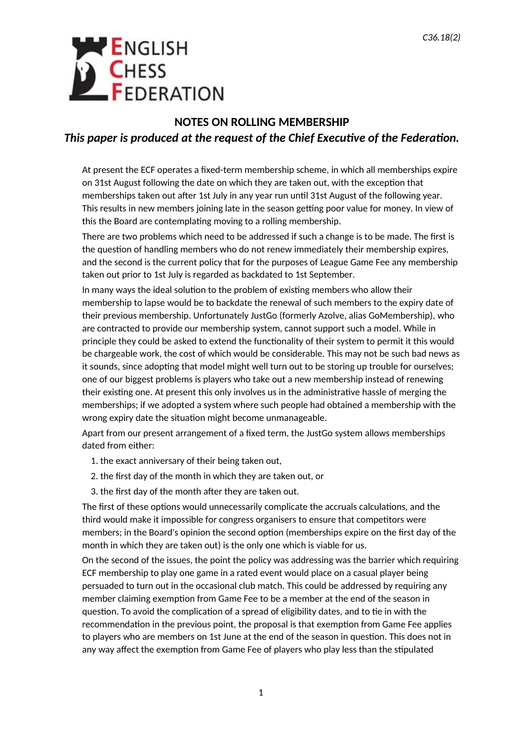C36.18(2)

ENGLISH CHESS FEDERATION

## NOTES ON ROLLING MEMBERSHIP

***This paper is produced at the request of the Chief Executive of the Federation.***

At present the ECF operates a fixed-term membership scheme, in which all memberships expire on 31st August following the date on which they are taken out, with the exception that memberships taken out after 1st July in any year run until 31st August of the following year. This results in new members joining late in the season getting poor value for money. In view of this the Board are contemplating moving to a rolling membership.

There are two problems which need to be addressed if such a change is to be made. The first is the question of handling members who do not renew immediately their membership expires, and the second is the current policy that for the purposes of League Game Fee any membership taken out prior to 1st July is regarded as backdated to 1st September.

In many ways the ideal solution to the problem of existing members who allow their membership to lapse would be to backdate the renewal of such members to the expiry date of their previous membership. Unfortunately JustGo (formerly Azolve, alias GoMembership), who are contracted to provide our membership system, cannot support such a model. While in principle they could be asked to extend the functionality of their system to permit it this would be chargeable work, the cost of which would be considerable. This may not be such bad news as it sounds, since adopting that model might well turn out to be storing up trouble for ourselves; one of our biggest problems is players who take out a new membership instead of renewing their existing one. At present this only involves us in the administrative hassle of merging the memberships; if we adopted a system where such people had obtained a membership with the wrong expiry date the situation might become unmanageable.

Apart from our present arrangement of a fixed term, the JustGo system allows memberships dated from either:

1. the exact anniversary of their being taken out,
2. the first day of the month in which they are taken out, or
3. the first day of the month after they are taken out.

The first of these options would unnecessarily complicate the accruals calculations, and the third would make it impossible for congress organisers to ensure that competitors were members; in the Board's opinion the second option (memberships expire on the first day of the month in which they are taken out) is the only one which is viable for us.

On the second of the issues, the point the policy was addressing was the barrier which requiring ECF membership to play one game in a rated event would place on a casual player being persuaded to turn out in the occasional club match. This could be addressed by requiring any member claiming exemption from Game Fee to be a member at the end of the season in question. To avoid the complication of a spread of eligibility dates, and to tie in with the recommendation in the previous point, the proposal is that exemption from Game Fee applies to players who are members on 1st June at the end of the season in question. This does not in any way affect the exemption from Game Fee of players who play less than the stipulated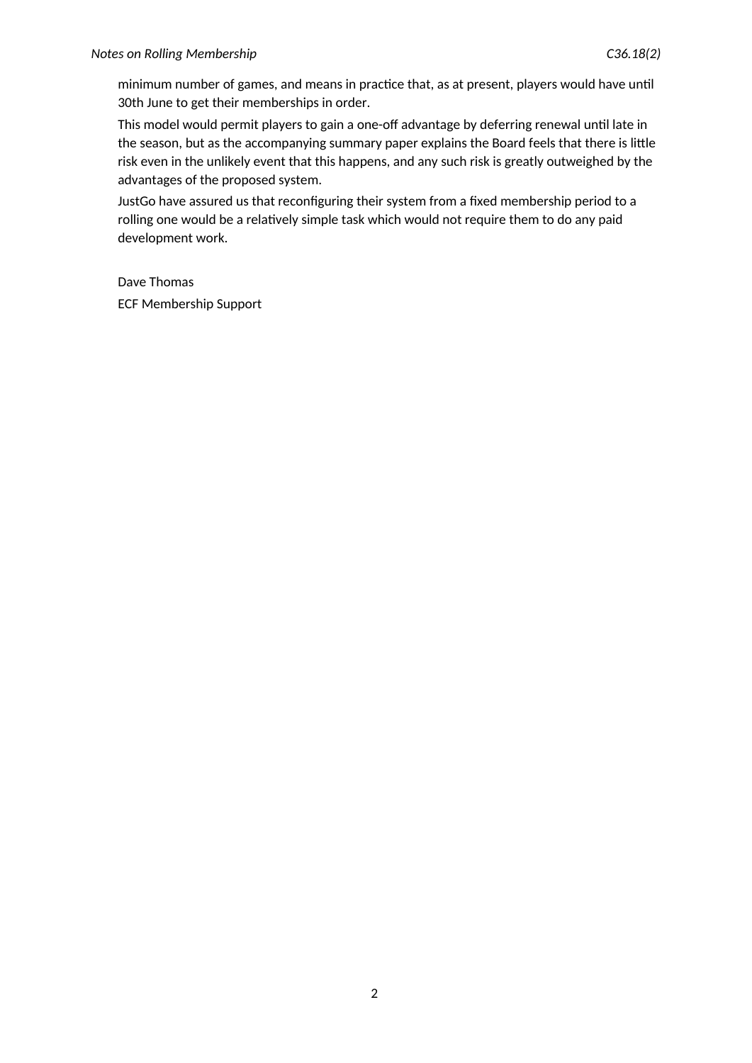minimum number of games, and means in practice that, as at present, players would have until 30th June to get their memberships in order.

This model would permit players to gain a one-off advantage by deferring renewal until late in the season, but as the accompanying summary paper explains the Board feels that there is little risk even in the unlikely event that this happens, and any such risk is greatly outweighed by the advantages of the proposed system.

JustGo have assured us that reconfiguring their system from a fixed membership period to a rolling one would be a relatively simple task which would not require them to do any paid development work.

Dave Thomas

ECF Membership Support